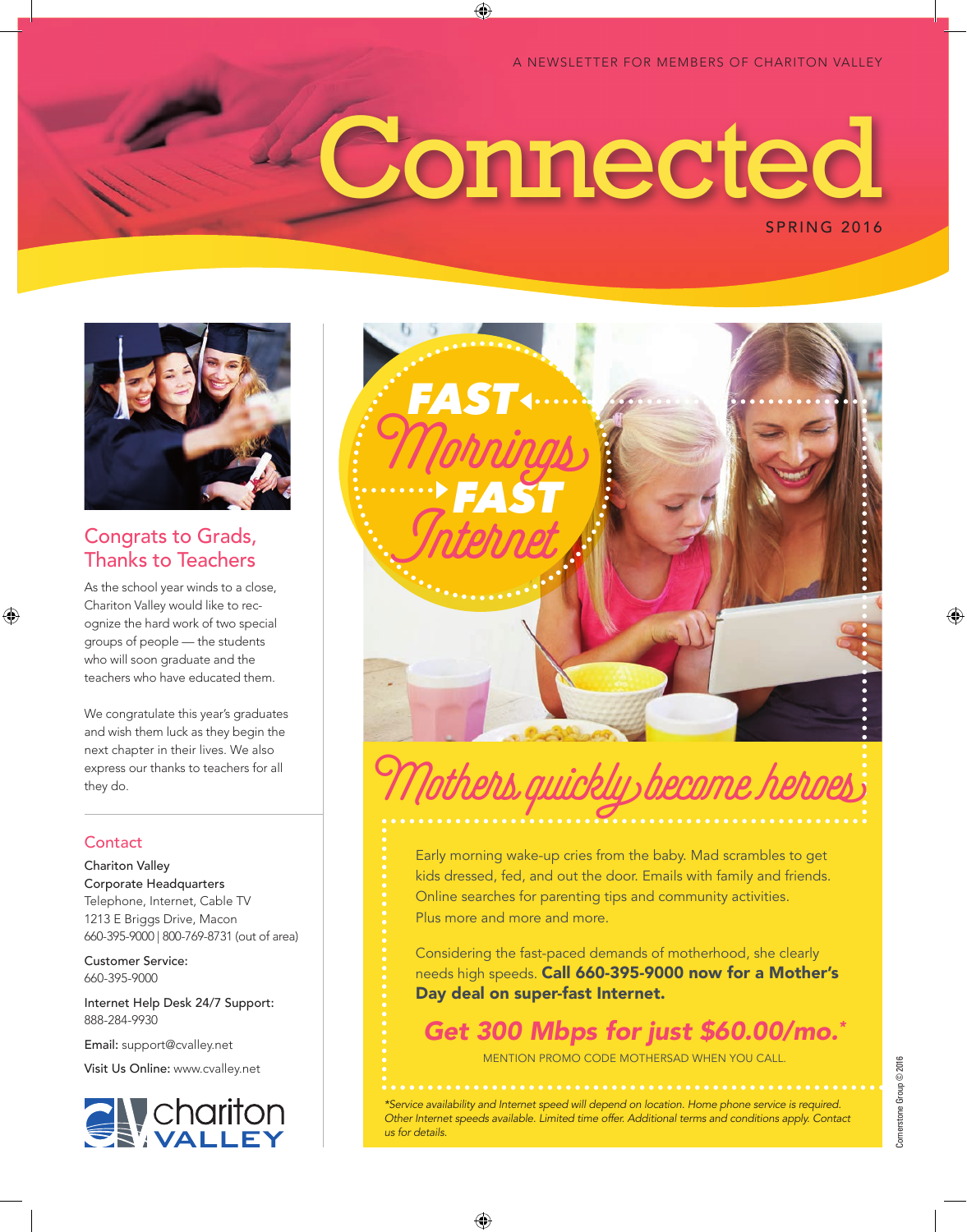A NEWSLETTER FOR MEMBERS OF CHARITON VALLEY

# Connected

SPRING 2016

## Congrats to Grads, Thanks to Teachers

As the school year winds to a close, Chariton Valley would like to recognize the hard work of two special groups of people — the students who will soon graduate and the teachers who have educated them.

We congratulate this year's graduates and wish them luck as they begin the next chapter in their lives. We also express our thanks to teachers for all they do.

## Contact

Chariton Valley
Corporate Headquarters
Telephone, Internet, Cable TV
1213 E Briggs Drive, Macon
660-395-9000 | 800-769-8731 (out of area)

Customer Service:
660-395-9000

Internet Help Desk 24/7 Support:
888-284-9930

Email: support@cvalley.net

Visit Us Online: www.cvalley.net

chariton VALLEY

## FAST Mornings FAST Internet

## Mothers quickly became heroes

Early morning wake-up cries from the baby. Mad scrambles to get kids dressed, fed, and out the door. Emails with family and friends. Online searches for parenting tips and community activities. Plus more and more and more.

Considering the fast-paced demands of motherhood, she clearly needs high speeds. **Call 660-395-9000 now for a Mother's Day deal on super-fast Internet.**

### Get 300 Mbps for just $60.00/mo.*

MENTION PROMO CODE MOTHERSAD WHEN YOU CALL.

*Service availability and Internet speed will depend on location. Home phone service is required. Other Internet speeds available. Limited time offer. Additional terms and conditions apply. Contact us for details.*

Cornerstone Group © 2016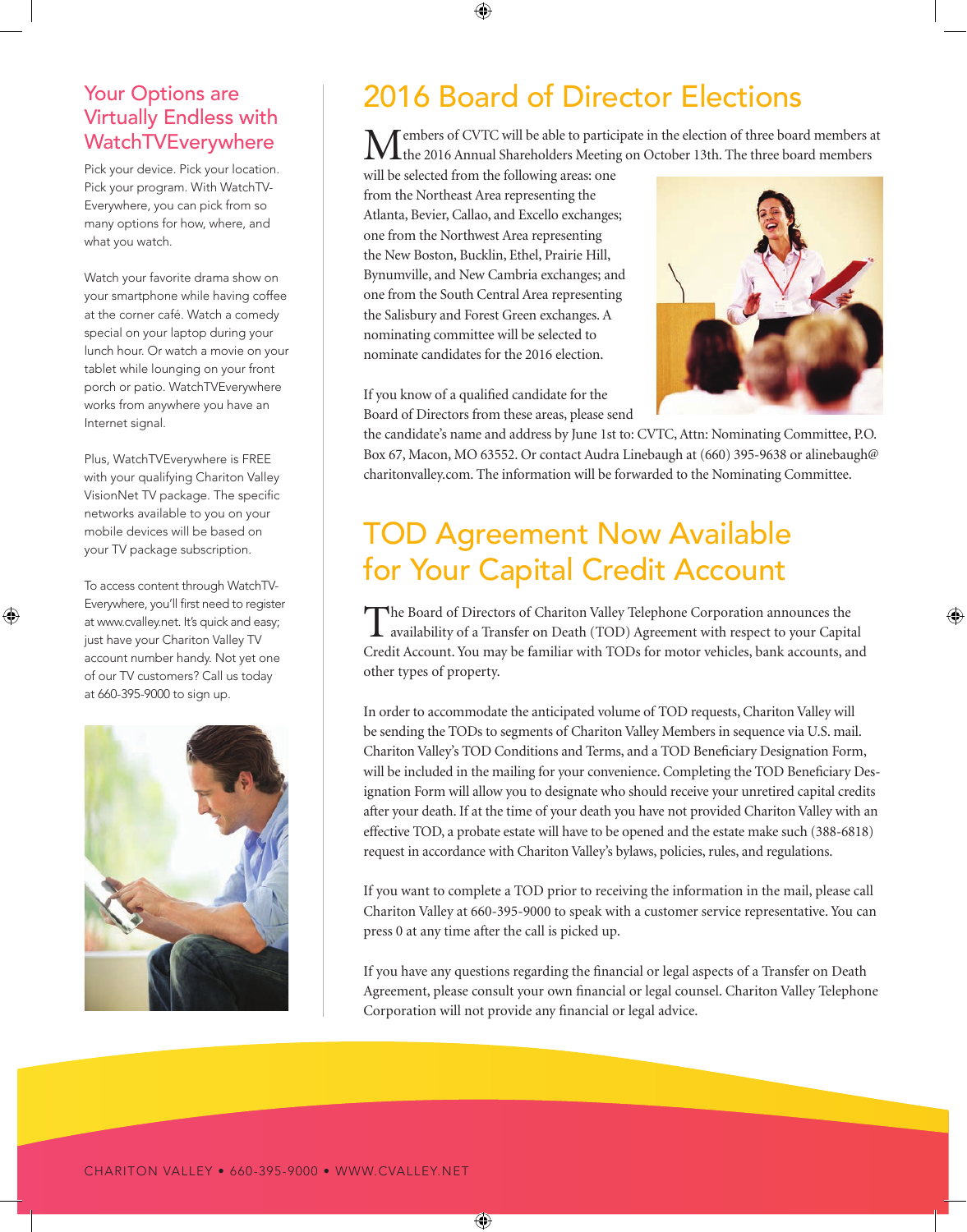## Your Options are Virtually Endless with WatchTVEverywhere

Pick your device. Pick your location. Pick your program. With WatchTV-Everywhere, you can pick from so many options for how, where, and what you watch.

Watch your favorite drama show on your smartphone while having coffee at the corner café. Watch a comedy special on your laptop during your lunch hour. Or watch a movie on your tablet while lounging on your front porch or patio. WatchTVEverywhere works from anywhere you have an Internet signal.

Plus, WatchTVEverywhere is FREE with your qualifying Chariton Valley VisionNet TV package. The specific networks available to you on your mobile devices will be based on your TV package subscription.

To access content through WatchTV-Everywhere, you'll first need to register at www.cvalley.net. It's quick and easy; just have your Chariton Valley TV account number handy. Not yet one of our TV customers? Call us today at 660-395-9000 to sign up.

## 2016 Board of Director Elections

Members of CVTC will be able to participate in the election of three board members at the 2016 Annual Shareholders Meeting on October 13th. The three board members will be selected from the following areas: one from the Northeast Area representing the Atlanta, Bevier, Callao, and Excello exchanges; one from the Northwest Area representing the New Boston, Bucklin, Ethel, Prairie Hill, Bynumville, and New Cambria exchanges; and one from the South Central Area representing the Salisbury and Forest Green exchanges. A nominating committee will be selected to nominate candidates for the 2016 election.

If you know of a qualified candidate for the Board of Directors from these areas, please send the candidate's name and address by June 1st to: CVTC, Attn: Nominating Committee, P.O. Box 67, Macon, MO 63552. Or contact Audra Linebaugh at (660) 395-9638 or alinebaugh@charitonvalley.com. The information will be forwarded to the Nominating Committee.

## TOD Agreement Now Available for Your Capital Credit Account

The Board of Directors of Chariton Valley Telephone Corporation announces the availability of a Transfer on Death (TOD) Agreement with respect to your Capital Credit Account. You may be familiar with TODs for motor vehicles, bank accounts, and other types of property.

In order to accommodate the anticipated volume of TOD requests, Chariton Valley will be sending the TODs to segments of Chariton Valley Members in sequence via U.S. mail. Chariton Valley's TOD Conditions and Terms, and a TOD Beneficiary Designation Form, will be included in the mailing for your convenience. Completing the TOD Beneficiary Designation Form will allow you to designate who should receive your unretired capital credits after your death. If at the time of your death you have not provided Chariton Valley with an effective TOD, a probate estate will have to be opened and the estate make such (388-6818) request in accordance with Chariton Valley's bylaws, policies, rules, and regulations.

If you want to complete a TOD prior to receiving the information in the mail, please call Chariton Valley at 660-395-9000 to speak with a customer service representative. You can press 0 at any time after the call is picked up.

If you have any questions regarding the financial or legal aspects of a Transfer on Death Agreement, please consult your own financial or legal counsel. Chariton Valley Telephone Corporation will not provide any financial or legal advice.

CHARITON VALLEY • 660-395-9000 • WWW.CVALLEY.NET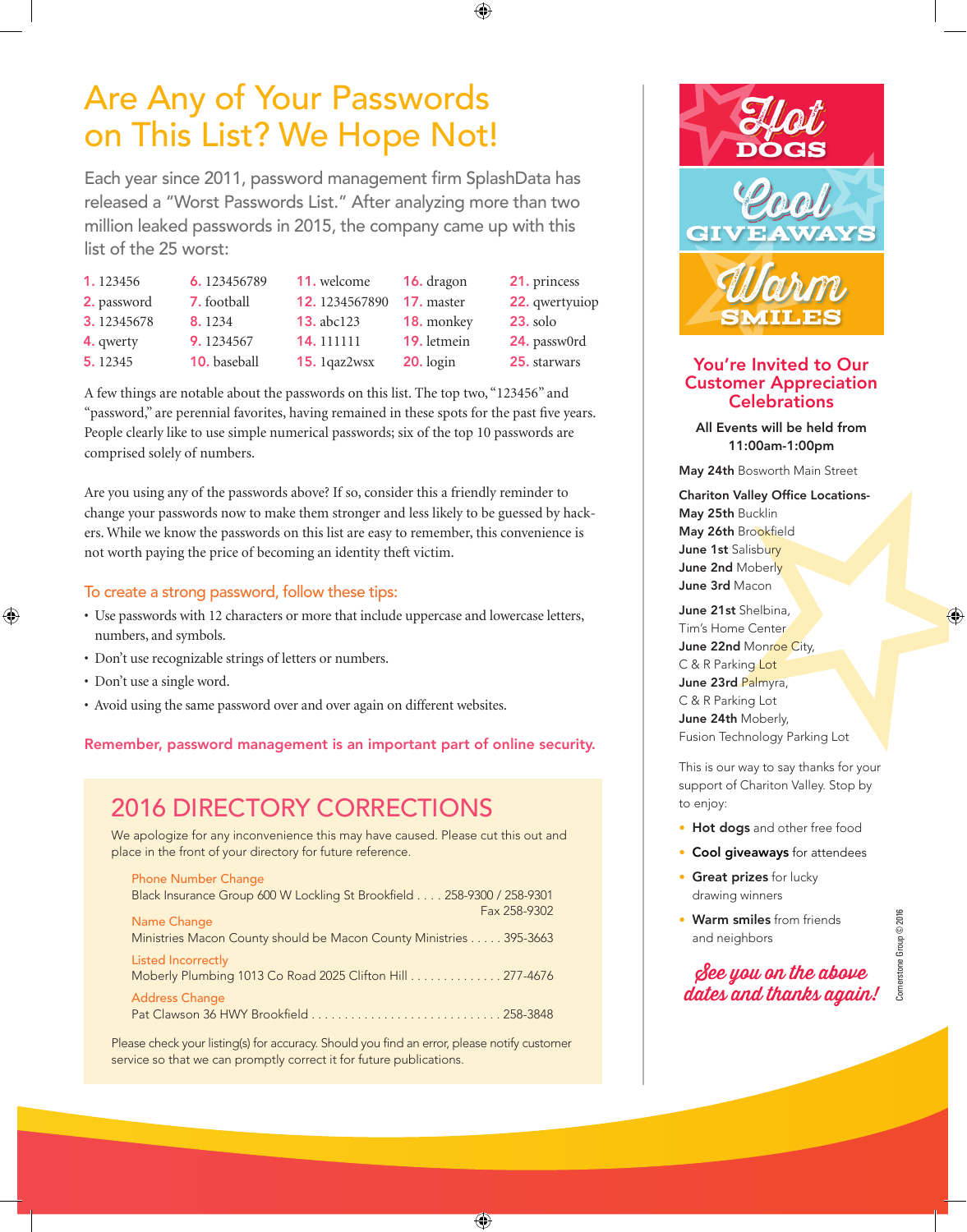# Are Any of Your Passwords on This List? We Hope Not!

Each year since 2011, password management firm SplashData has released a "Worst Passwords List." After analyzing more than two million leaked passwords in 2015, the company came up with this list of the 25 worst:

1. 123456
2. password
3. 12345678
4. qwerty
5. 12345
6. 123456789
7. football
8. 1234
9. 1234567
10. baseball
11. welcome
12. 1234567890
13. abc123
14. 111111
15. 1qaz2wsx
16. dragon
17. master
18. monkey
19. letmein
20. login
21. princess
22. qwertyuiop
23. solo
24. passw0rd
25. starwars

A few things are notable about the passwords on this list. The top two, "123456" and "password," are perennial favorites, having remained in these spots for the past five years. People clearly like to use simple numerical passwords; six of the top 10 passwords are comprised solely of numbers.

Are you using any of the passwords above? If so, consider this a friendly reminder to change your passwords now to make them stronger and less likely to be guessed by hackers. While we know the passwords on this list are easy to remember, this convenience is not worth paying the price of becoming an identity theft victim.

### To create a strong password, follow these tips:

- Use passwords with 12 characters or more that include uppercase and lowercase letters, numbers, and symbols.
- Don't use recognizable strings of letters or numbers.
- Don't use a single word.
- Avoid using the same password over and over again on different websites.

**Remember, password management is an important part of online security.**

## 2016 DIRECTORY CORRECTIONS

We apologize for any inconvenience this may have caused. Please cut this out and place in the front of your directory for future reference.

**Phone Number Change**
Black Insurance Group 600 W Lockling St Brookfield . . . . 258-9300 / 258-9301
Fax 258-9302

**Name Change**
Ministries Macon County should be Macon County Ministries . . . . . 395-3663

**Listed Incorrectly**
Moberly Plumbing 1013 Co Road 2025 Clifton Hill . . . . . . . . . . . . . . 277-4676

**Address Change**
Pat Clawson 36 HWY Brookfield . . . . . . . . . . . . . . . . . . . . . . . . . . . . . 258-3848

Please check your listing(s) for accuracy. Should you find an error, please notify customer service so that we can promptly correct it for future publications.

---

**Hot DOGS**
**Cool GIVEAWAYS**
**Warm SMILES**

## You're Invited to Our Customer Appreciation Celebrations

**All Events will be held from 11:00am-1:00pm**

**May 24th** Bosworth Main Street

**Chariton Valley Office Locations-**
**May 25th** Bucklin
**May 26th** Brookfield
**June 1st** Salisbury
**June 2nd** Moberly
**June 3rd** Macon

**June 21st** Shelbina, Tim's Home Center
**June 22nd** Monroe City, C & R Parking Lot
**June 23rd** Palmyra, C & R Parking Lot
**June 24th** Moberly, Fusion Technology Parking Lot

This is our way to say thanks for your support of Chariton Valley. Stop by to enjoy:

- **Hot dogs** and other free food
- **Cool giveaways** for attendees
- **Great prizes** for lucky drawing winners
- **Warm smiles** from friends and neighbors

*See you on the above dates and thanks again!*

Cornerstone Group © 2016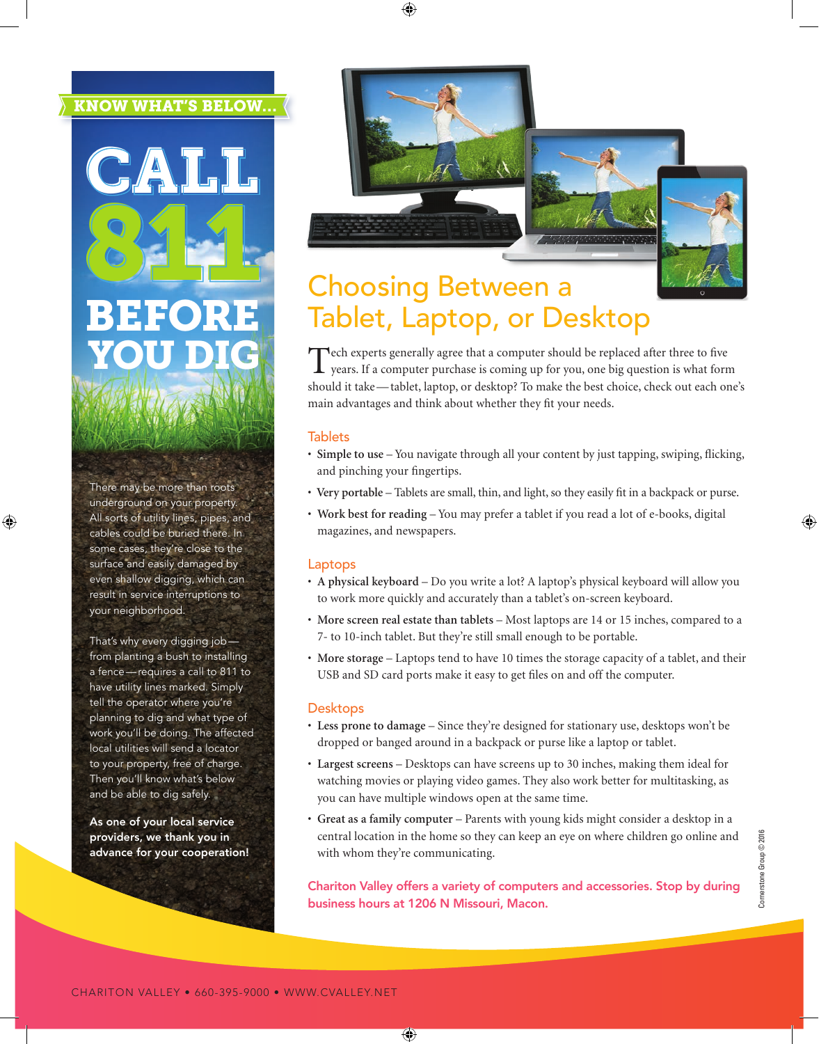KNOW WHAT'S BELOW...

# CALL 811 BEFORE YOU DIG

There may be more than roots underground on your property. All sorts of utility lines, pipes, and cables could be buried there. In some cases, they're close to the surface and easily damaged by even shallow digging, which can result in service interruptions to your neighborhood.

That's why every digging job—from planting a bush to installing a fence—requires a call to 811 to have utility lines marked. Simply tell the operator where you're planning to dig and what type of work you'll be doing. The affected local utilities will send a locator to your property, free of charge. Then you'll know what's below and be able to dig safely.

**As one of your local service providers, we thank you in advance for your cooperation!**

# Choosing Between a Tablet, Laptop, or Desktop

Tech experts generally agree that a computer should be replaced after three to five years. If a computer purchase is coming up for you, one big question is what form should it take—tablet, laptop, or desktop? To make the best choice, check out each one's main advantages and think about whether they fit your needs.

## Tablets

- **Simple to use** – You navigate through all your content by just tapping, swiping, flicking, and pinching your fingertips.
- **Very portable** – Tablets are small, thin, and light, so they easily fit in a backpack or purse.
- **Work best for reading** – You may prefer a tablet if you read a lot of e-books, digital magazines, and newspapers.

## Laptops

- **A physical keyboard** – Do you write a lot? A laptop's physical keyboard will allow you to work more quickly and accurately than a tablet's on-screen keyboard.
- **More screen real estate than tablets** – Most laptops are 14 or 15 inches, compared to a 7- to 10-inch tablet. But they're still small enough to be portable.
- **More storage** – Laptops tend to have 10 times the storage capacity of a tablet, and their USB and SD card ports make it easy to get files on and off the computer.

## Desktops

- **Less prone to damage** – Since they're designed for stationary use, desktops won't be dropped or banged around in a backpack or purse like a laptop or tablet.
- **Largest screens** – Desktops can have screens up to 30 inches, making them ideal for watching movies or playing video games. They also work better for multitasking, as you can have multiple windows open at the same time.
- **Great as a family computer** – Parents with young kids might consider a desktop in a central location in the home so they can keep an eye on where children go online and with whom they're communicating.

**Chariton Valley offers a variety of computers and accessories. Stop by during business hours at 1206 N Missouri, Macon.**

Cornerstone Group © 2016

CHARITON VALLEY • 660-395-9000 • WWW.CVALLEY.NET